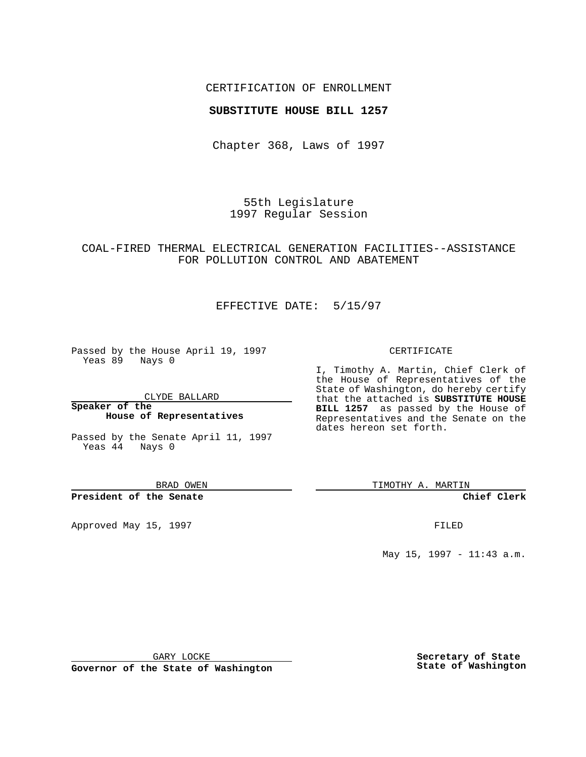CERTIFICATION OF ENROLLMENT

**SUBSTITUTE HOUSE BILL 1257**

Chapter 368, Laws of 1997

55th Legislature
1997 Regular Session

COAL-FIRED THERMAL ELECTRICAL GENERATION FACILITIES--ASSISTANCE FOR POLLUTION CONTROL AND ABATEMENT

EFFECTIVE DATE: 5/15/97

Passed by the House April 19, 1997
Yeas 89 Nays 0

CLYDE BALLARD

**Speaker of the House of Representatives**

Passed by the Senate April 11, 1997
Yeas 44 Nays 0

BRAD OWEN

**President of the Senate**

Approved May 15, 1997

GARY LOCKE

**Governor of the State of Washington**

CERTIFICATE

I, Timothy A. Martin, Chief Clerk of the House of Representatives of the State of Washington, do hereby certify that the attached is **SUBSTITUTE HOUSE BILL 1257** as passed by the House of Representatives and the Senate on the dates hereon set forth.

TIMOTHY A. MARTIN

**Chief Clerk**

FILED

May 15, 1997 - 11:43 a.m.

**Secretary of State**
**State of Washington**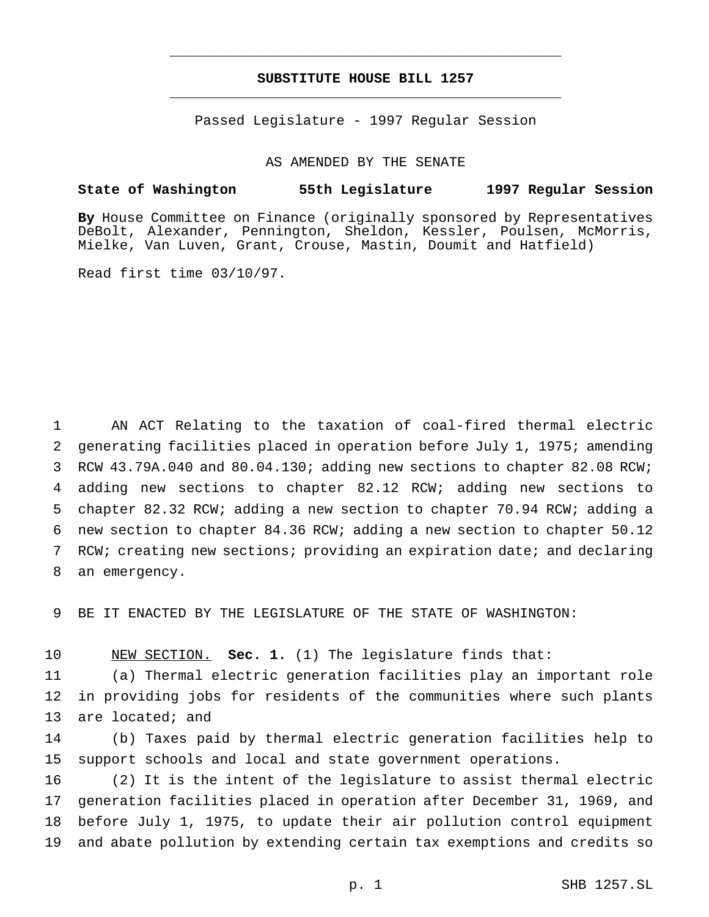# SUBSTITUTE HOUSE BILL 1257

Passed Legislature - 1997 Regular Session

AS AMENDED BY THE SENATE

**State of Washington 55th Legislature 1997 Regular Session**

**By** House Committee on Finance (originally sponsored by Representatives DeBolt, Alexander, Pennington, Sheldon, Kessler, Poulsen, McMorris, Mielke, Van Luven, Grant, Crouse, Mastin, Doumit and Hatfield)

Read first time 03/10/97.

AN ACT Relating to the taxation of coal-fired thermal electric generating facilities placed in operation before July 1, 1975; amending RCW 43.79A.040 and 80.04.130; adding new sections to chapter 82.08 RCW; adding new sections to chapter 82.12 RCW; adding new sections to chapter 82.32 RCW; adding a new section to chapter 70.94 RCW; adding a new section to chapter 84.36 RCW; adding a new section to chapter 50.12 RCW; creating new sections; providing an expiration date; and declaring an emergency.

BE IT ENACTED BY THE LEGISLATURE OF THE STATE OF WASHINGTON:

NEW SECTION. **Sec. 1.** (1) The legislature finds that:

(a) Thermal electric generation facilities play an important role in providing jobs for residents of the communities where such plants are located; and

(b) Taxes paid by thermal electric generation facilities help to support schools and local and state government operations.

(2) It is the intent of the legislature to assist thermal electric generation facilities placed in operation after December 31, 1969, and before July 1, 1975, to update their air pollution control equipment and abate pollution by extending certain tax exemptions and credits so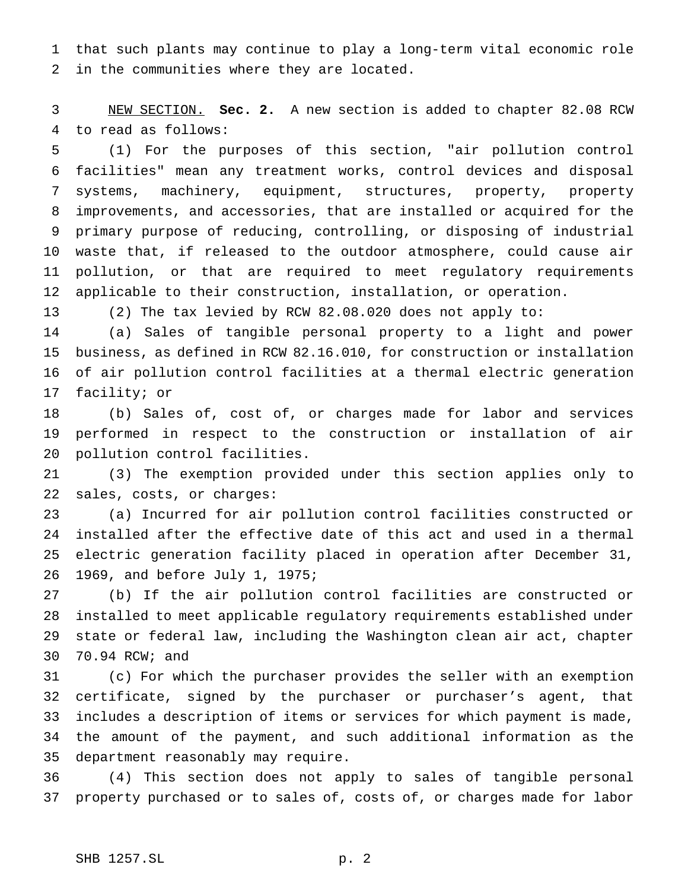that such plants may continue to play a long-term vital economic role in the communities where they are located.

NEW SECTION. **Sec. 2.** A new section is added to chapter 82.08 RCW to read as follows:

(1) For the purposes of this section, "air pollution control facilities" mean any treatment works, control devices and disposal systems, machinery, equipment, structures, property, property improvements, and accessories, that are installed or acquired for the primary purpose of reducing, controlling, or disposing of industrial waste that, if released to the outdoor atmosphere, could cause air pollution, or that are required to meet regulatory requirements applicable to their construction, installation, or operation.

(2) The tax levied by RCW 82.08.020 does not apply to:

(a) Sales of tangible personal property to a light and power business, as defined in RCW 82.16.010, for construction or installation of air pollution control facilities at a thermal electric generation facility; or

(b) Sales of, cost of, or charges made for labor and services performed in respect to the construction or installation of air pollution control facilities.

(3) The exemption provided under this section applies only to sales, costs, or charges:

(a) Incurred for air pollution control facilities constructed or installed after the effective date of this act and used in a thermal electric generation facility placed in operation after December 31, 1969, and before July 1, 1975;

(b) If the air pollution control facilities are constructed or installed to meet applicable regulatory requirements established under state or federal law, including the Washington clean air act, chapter 70.94 RCW; and

(c) For which the purchaser provides the seller with an exemption certificate, signed by the purchaser or purchaser's agent, that includes a description of items or services for which payment is made, the amount of the payment, and such additional information as the department reasonably may require.

(4) This section does not apply to sales of tangible personal property purchased or to sales of, costs of, or charges made for labor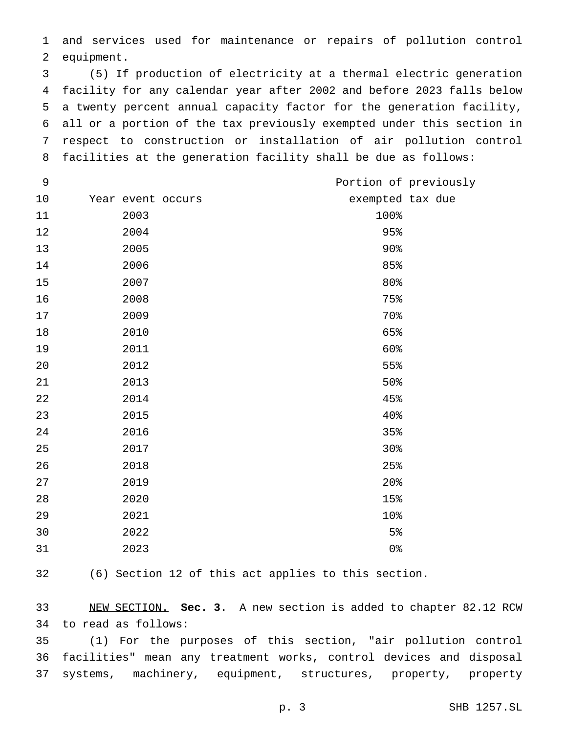and services used for maintenance or repairs of pollution control equipment.

(5) If production of electricity at a thermal electric generation facility for any calendar year after 2002 and before 2023 falls below a twenty percent annual capacity factor for the generation facility, all or a portion of the tax previously exempted under this section in respect to construction or installation of air pollution control facilities at the generation facility shall be due as follows:

| Year event occurs | Portion of previously exempted tax due |
|---|---|
| 2003 | 100% |
| 2004 | 95% |
| 2005 | 90% |
| 2006 | 85% |
| 2007 | 80% |
| 2008 | 75% |
| 2009 | 70% |
| 2010 | 65% |
| 2011 | 60% |
| 2012 | 55% |
| 2013 | 50% |
| 2014 | 45% |
| 2015 | 40% |
| 2016 | 35% |
| 2017 | 30% |
| 2018 | 25% |
| 2019 | 20% |
| 2020 | 15% |
| 2021 | 10% |
| 2022 | 5% |
| 2023 | 0% |

(6) Section 12 of this act applies to this section.

NEW SECTION. **Sec. 3.** A new section is added to chapter 82.12 RCW to read as follows:

(1) For the purposes of this section, "air pollution control facilities" mean any treatment works, control devices and disposal systems, machinery, equipment, structures, property, property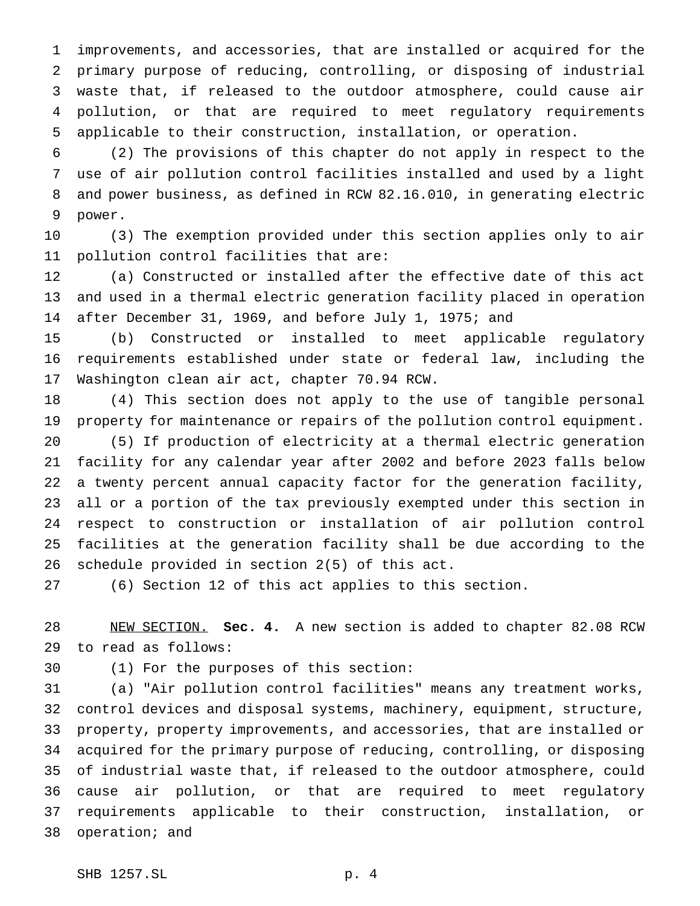improvements, and accessories, that are installed or acquired for the primary purpose of reducing, controlling, or disposing of industrial waste that, if released to the outdoor atmosphere, could cause air pollution, or that are required to meet regulatory requirements applicable to their construction, installation, or operation.

(2) The provisions of this chapter do not apply in respect to the use of air pollution control facilities installed and used by a light and power business, as defined in RCW 82.16.010, in generating electric power.

(3) The exemption provided under this section applies only to air pollution control facilities that are:

(a) Constructed or installed after the effective date of this act and used in a thermal electric generation facility placed in operation after December 31, 1969, and before July 1, 1975; and

(b) Constructed or installed to meet applicable regulatory requirements established under state or federal law, including the Washington clean air act, chapter 70.94 RCW.

(4) This section does not apply to the use of tangible personal property for maintenance or repairs of the pollution control equipment.

(5) If production of electricity at a thermal electric generation facility for any calendar year after 2002 and before 2023 falls below a twenty percent annual capacity factor for the generation facility, all or a portion of the tax previously exempted under this section in respect to construction or installation of air pollution control facilities at the generation facility shall be due according to the schedule provided in section 2(5) of this act.

(6) Section 12 of this act applies to this section.

NEW SECTION. **Sec. 4.** A new section is added to chapter 82.08 RCW to read as follows:

(1) For the purposes of this section:

(a) "Air pollution control facilities" means any treatment works, control devices and disposal systems, machinery, equipment, structure, property, property improvements, and accessories, that are installed or acquired for the primary purpose of reducing, controlling, or disposing of industrial waste that, if released to the outdoor atmosphere, could cause air pollution, or that are required to meet regulatory requirements applicable to their construction, installation, or operation; and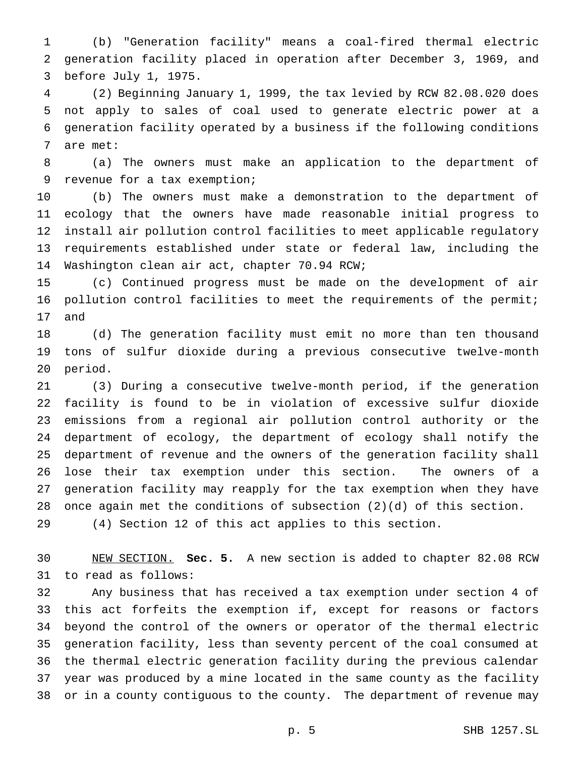(b) "Generation facility" means a coal-fired thermal electric generation facility placed in operation after December 3, 1969, and before July 1, 1975.

(2) Beginning January 1, 1999, the tax levied by RCW 82.08.020 does not apply to sales of coal used to generate electric power at a generation facility operated by a business if the following conditions are met:

(a) The owners must make an application to the department of revenue for a tax exemption;

(b) The owners must make a demonstration to the department of ecology that the owners have made reasonable initial progress to install air pollution control facilities to meet applicable regulatory requirements established under state or federal law, including the Washington clean air act, chapter 70.94 RCW;

(c) Continued progress must be made on the development of air pollution control facilities to meet the requirements of the permit; and

(d) The generation facility must emit no more than ten thousand tons of sulfur dioxide during a previous consecutive twelve-month period.

(3) During a consecutive twelve-month period, if the generation facility is found to be in violation of excessive sulfur dioxide emissions from a regional air pollution control authority or the department of ecology, the department of ecology shall notify the department of revenue and the owners of the generation facility shall lose their tax exemption under this section. The owners of a generation facility may reapply for the tax exemption when they have once again met the conditions of subsection (2)(d) of this section.

(4) Section 12 of this act applies to this section.

NEW SECTION. **Sec. 5.** A new section is added to chapter 82.08 RCW to read as follows:

Any business that has received a tax exemption under section 4 of this act forfeits the exemption if, except for reasons or factors beyond the control of the owners or operator of the thermal electric generation facility, less than seventy percent of the coal consumed at the thermal electric generation facility during the previous calendar year was produced by a mine located in the same county as the facility or in a county contiguous to the county. The department of revenue may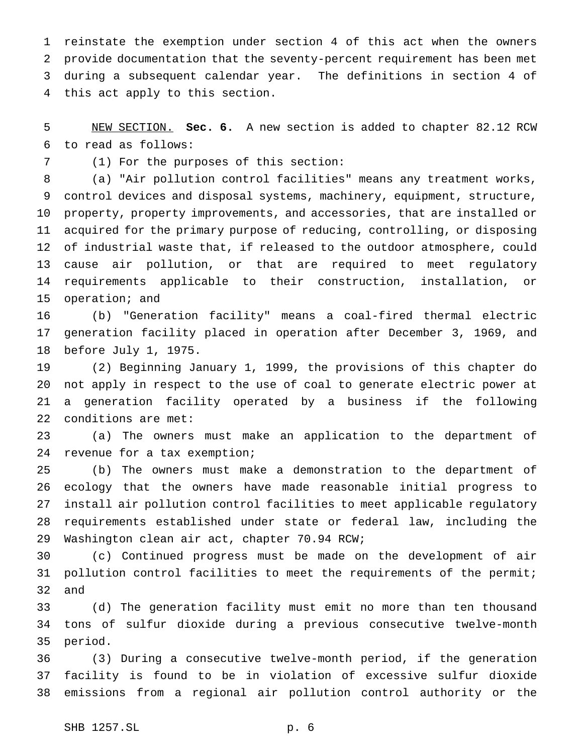reinstate the exemption under section 4 of this act when the owners provide documentation that the seventy-percent requirement has been met during a subsequent calendar year. The definitions in section 4 of this act apply to this section.

NEW SECTION. **Sec. 6.** A new section is added to chapter 82.12 RCW to read as follows:

(1) For the purposes of this section:

(a) "Air pollution control facilities" means any treatment works, control devices and disposal systems, machinery, equipment, structure, property, property improvements, and accessories, that are installed or acquired for the primary purpose of reducing, controlling, or disposing of industrial waste that, if released to the outdoor atmosphere, could cause air pollution, or that are required to meet regulatory requirements applicable to their construction, installation, or operation; and

(b) "Generation facility" means a coal-fired thermal electric generation facility placed in operation after December 3, 1969, and before July 1, 1975.

(2) Beginning January 1, 1999, the provisions of this chapter do not apply in respect to the use of coal to generate electric power at a generation facility operated by a business if the following conditions are met:

(a) The owners must make an application to the department of revenue for a tax exemption;

(b) The owners must make a demonstration to the department of ecology that the owners have made reasonable initial progress to install air pollution control facilities to meet applicable regulatory requirements established under state or federal law, including the Washington clean air act, chapter 70.94 RCW;

(c) Continued progress must be made on the development of air pollution control facilities to meet the requirements of the permit; and

(d) The generation facility must emit no more than ten thousand tons of sulfur dioxide during a previous consecutive twelve-month period.

(3) During a consecutive twelve-month period, if the generation facility is found to be in violation of excessive sulfur dioxide emissions from a regional air pollution control authority or the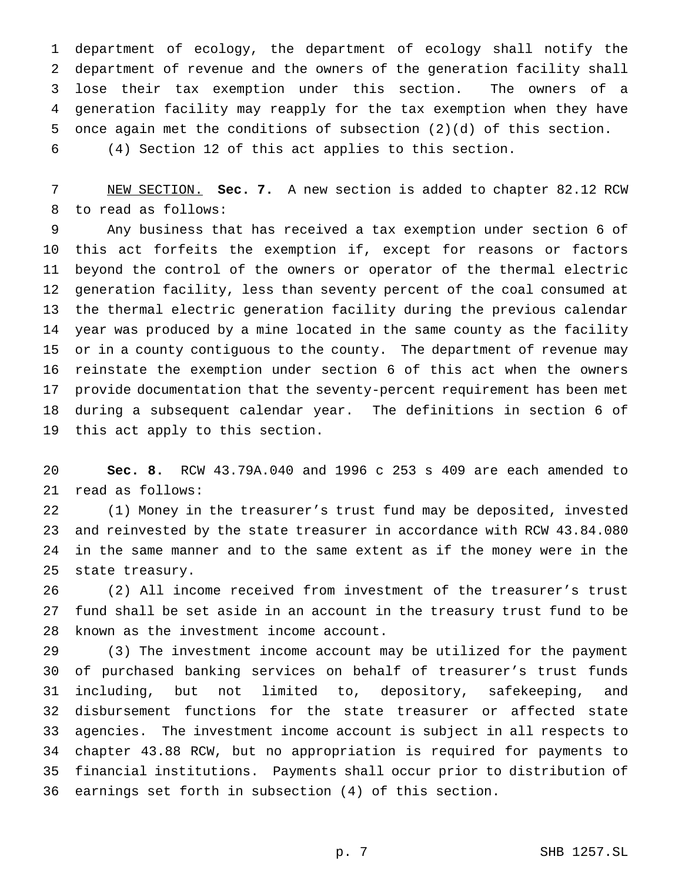department of ecology, the department of ecology shall notify the department of revenue and the owners of the generation facility shall lose their tax exemption under this section. The owners of a generation facility may reapply for the tax exemption when they have once again met the conditions of subsection (2)(d) of this section.

(4) Section 12 of this act applies to this section.

NEW SECTION. **Sec. 7.** A new section is added to chapter 82.12 RCW to read as follows:

Any business that has received a tax exemption under section 6 of this act forfeits the exemption if, except for reasons or factors beyond the control of the owners or operator of the thermal electric generation facility, less than seventy percent of the coal consumed at the thermal electric generation facility during the previous calendar year was produced by a mine located in the same county as the facility or in a county contiguous to the county. The department of revenue may reinstate the exemption under section 6 of this act when the owners provide documentation that the seventy-percent requirement has been met during a subsequent calendar year. The definitions in section 6 of this act apply to this section.

**Sec. 8.** RCW 43.79A.040 and 1996 c 253 s 409 are each amended to read as follows:

(1) Money in the treasurer's trust fund may be deposited, invested and reinvested by the state treasurer in accordance with RCW 43.84.080 in the same manner and to the same extent as if the money were in the state treasury.

(2) All income received from investment of the treasurer's trust fund shall be set aside in an account in the treasury trust fund to be known as the investment income account.

(3) The investment income account may be utilized for the payment of purchased banking services on behalf of treasurer's trust funds including, but not limited to, depository, safekeeping, and disbursement functions for the state treasurer or affected state agencies. The investment income account is subject in all respects to chapter 43.88 RCW, but no appropriation is required for payments to financial institutions. Payments shall occur prior to distribution of earnings set forth in subsection (4) of this section.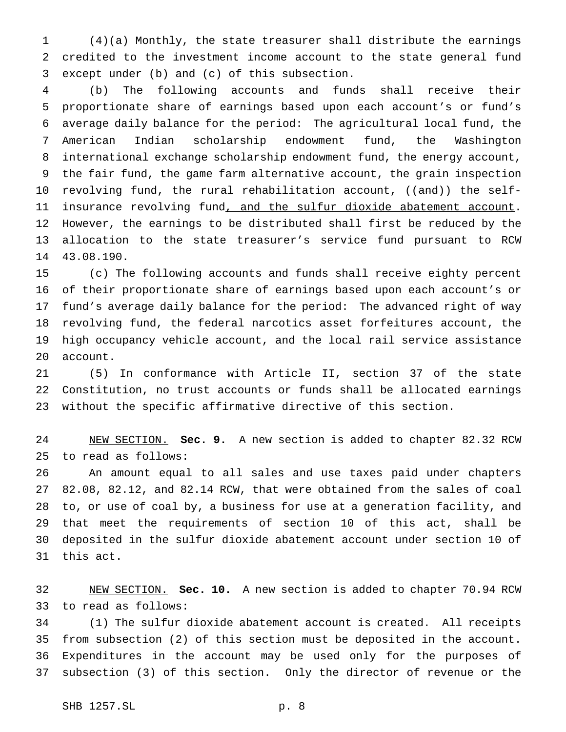(4)(a) Monthly, the state treasurer shall distribute the earnings credited to the investment income account to the state general fund except under (b) and (c) of this subsection.

(b) The following accounts and funds shall receive their proportionate share of earnings based upon each account's or fund's average daily balance for the period: The agricultural local fund, the American Indian scholarship endowment fund, the Washington international exchange scholarship endowment fund, the energy account, the fair fund, the game farm alternative account, the grain inspection revolving fund, the rural rehabilitation account, ((~~and~~)) the self-insurance revolving fund, and the sulfur dioxide abatement account. However, the earnings to be distributed shall first be reduced by the allocation to the state treasurer's service fund pursuant to RCW 43.08.190.

(c) The following accounts and funds shall receive eighty percent of their proportionate share of earnings based upon each account's or fund's average daily balance for the period: The advanced right of way revolving fund, the federal narcotics asset forfeitures account, the high occupancy vehicle account, and the local rail service assistance account.

(5) In conformance with Article II, section 37 of the state Constitution, no trust accounts or funds shall be allocated earnings without the specific affirmative directive of this section.

NEW SECTION. **Sec. 9.** A new section is added to chapter 82.32 RCW to read as follows:

An amount equal to all sales and use taxes paid under chapters 82.08, 82.12, and 82.14 RCW, that were obtained from the sales of coal to, or use of coal by, a business for use at a generation facility, and that meet the requirements of section 10 of this act, shall be deposited in the sulfur dioxide abatement account under section 10 of this act.

NEW SECTION. **Sec. 10.** A new section is added to chapter 70.94 RCW to read as follows:

(1) The sulfur dioxide abatement account is created. All receipts from subsection (2) of this section must be deposited in the account. Expenditures in the account may be used only for the purposes of subsection (3) of this section. Only the director of revenue or the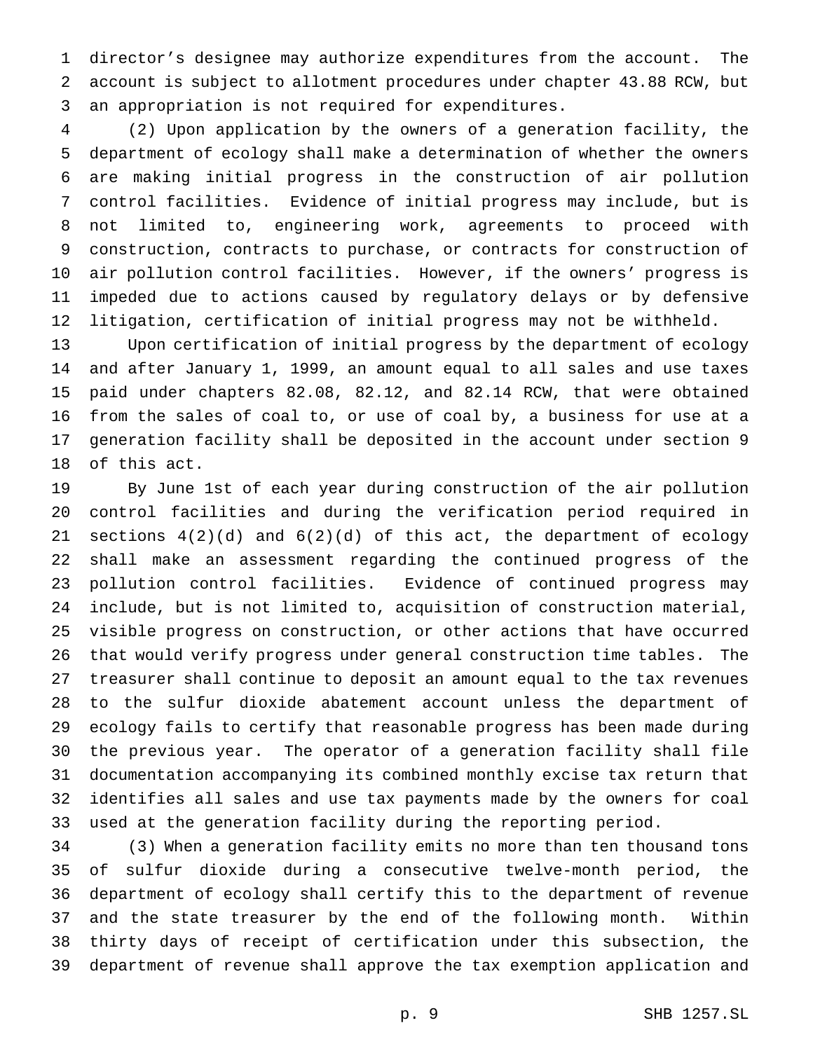director's designee may authorize expenditures from the account. The account is subject to allotment procedures under chapter 43.88 RCW, but an appropriation is not required for expenditures.

(2) Upon application by the owners of a generation facility, the department of ecology shall make a determination of whether the owners are making initial progress in the construction of air pollution control facilities. Evidence of initial progress may include, but is not limited to, engineering work, agreements to proceed with construction, contracts to purchase, or contracts for construction of air pollution control facilities. However, if the owners' progress is impeded due to actions caused by regulatory delays or by defensive litigation, certification of initial progress may not be withheld.

Upon certification of initial progress by the department of ecology and after January 1, 1999, an amount equal to all sales and use taxes paid under chapters 82.08, 82.12, and 82.14 RCW, that were obtained from the sales of coal to, or use of coal by, a business for use at a generation facility shall be deposited in the account under section 9 of this act.

By June 1st of each year during construction of the air pollution control facilities and during the verification period required in sections 4(2)(d) and 6(2)(d) of this act, the department of ecology shall make an assessment regarding the continued progress of the pollution control facilities. Evidence of continued progress may include, but is not limited to, acquisition of construction material, visible progress on construction, or other actions that have occurred that would verify progress under general construction time tables. The treasurer shall continue to deposit an amount equal to the tax revenues to the sulfur dioxide abatement account unless the department of ecology fails to certify that reasonable progress has been made during the previous year. The operator of a generation facility shall file documentation accompanying its combined monthly excise tax return that identifies all sales and use tax payments made by the owners for coal used at the generation facility during the reporting period.

(3) When a generation facility emits no more than ten thousand tons of sulfur dioxide during a consecutive twelve-month period, the department of ecology shall certify this to the department of revenue and the state treasurer by the end of the following month. Within thirty days of receipt of certification under this subsection, the department of revenue shall approve the tax exemption application and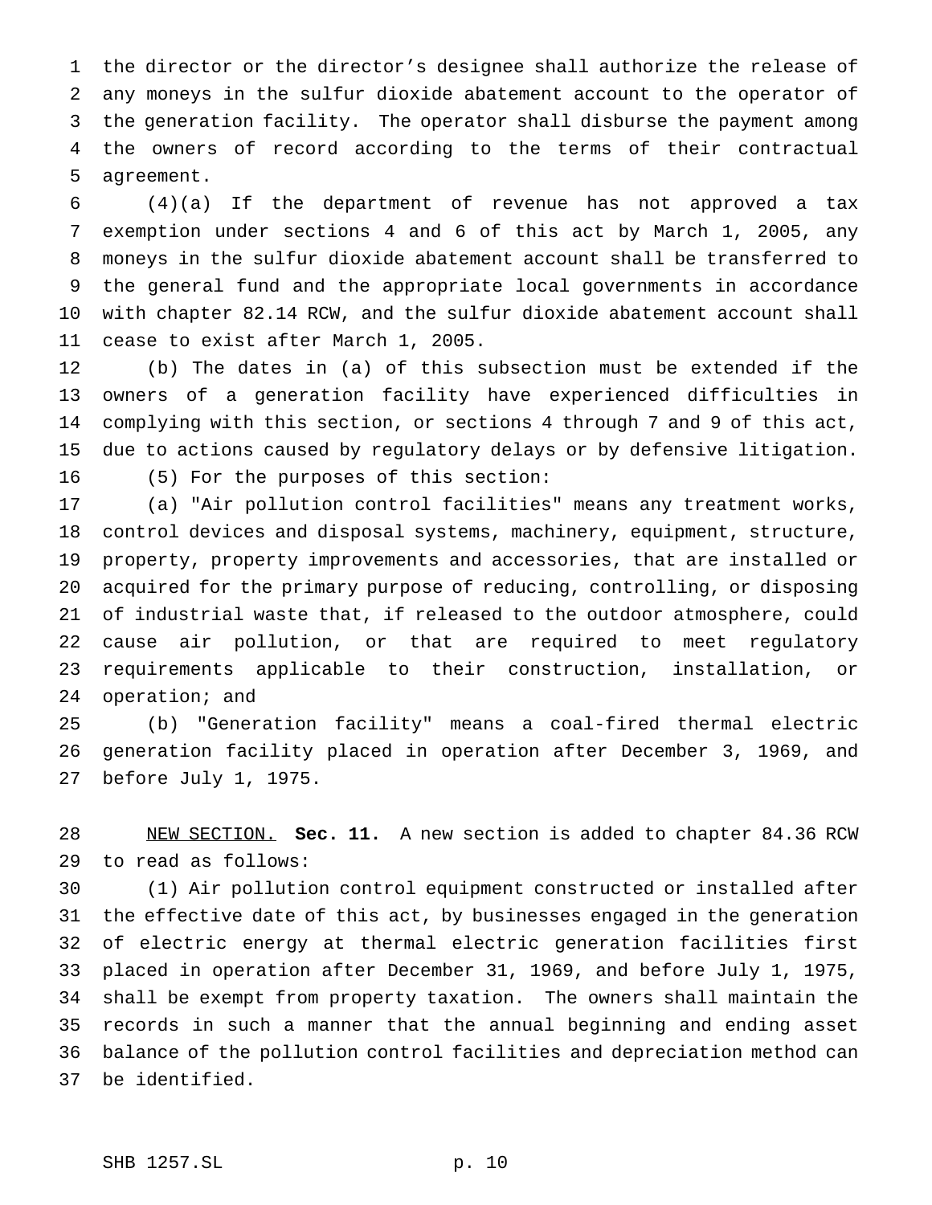the director or the director's designee shall authorize the release of any moneys in the sulfur dioxide abatement account to the operator of the generation facility. The operator shall disburse the payment among the owners of record according to the terms of their contractual agreement.

(4)(a) If the department of revenue has not approved a tax exemption under sections 4 and 6 of this act by March 1, 2005, any moneys in the sulfur dioxide abatement account shall be transferred to the general fund and the appropriate local governments in accordance with chapter 82.14 RCW, and the sulfur dioxide abatement account shall cease to exist after March 1, 2005.

(b) The dates in (a) of this subsection must be extended if the owners of a generation facility have experienced difficulties in complying with this section, or sections 4 through 7 and 9 of this act, due to actions caused by regulatory delays or by defensive litigation.

(5) For the purposes of this section:

(a) "Air pollution control facilities" means any treatment works, control devices and disposal systems, machinery, equipment, structure, property, property improvements and accessories, that are installed or acquired for the primary purpose of reducing, controlling, or disposing of industrial waste that, if released to the outdoor atmosphere, could cause air pollution, or that are required to meet regulatory requirements applicable to their construction, installation, or operation; and

(b) "Generation facility" means a coal-fired thermal electric generation facility placed in operation after December 3, 1969, and before July 1, 1975.

NEW SECTION. **Sec. 11.** A new section is added to chapter 84.36 RCW to read as follows:

(1) Air pollution control equipment constructed or installed after the effective date of this act, by businesses engaged in the generation of electric energy at thermal electric generation facilities first placed in operation after December 31, 1969, and before July 1, 1975, shall be exempt from property taxation. The owners shall maintain the records in such a manner that the annual beginning and ending asset balance of the pollution control facilities and depreciation method can be identified.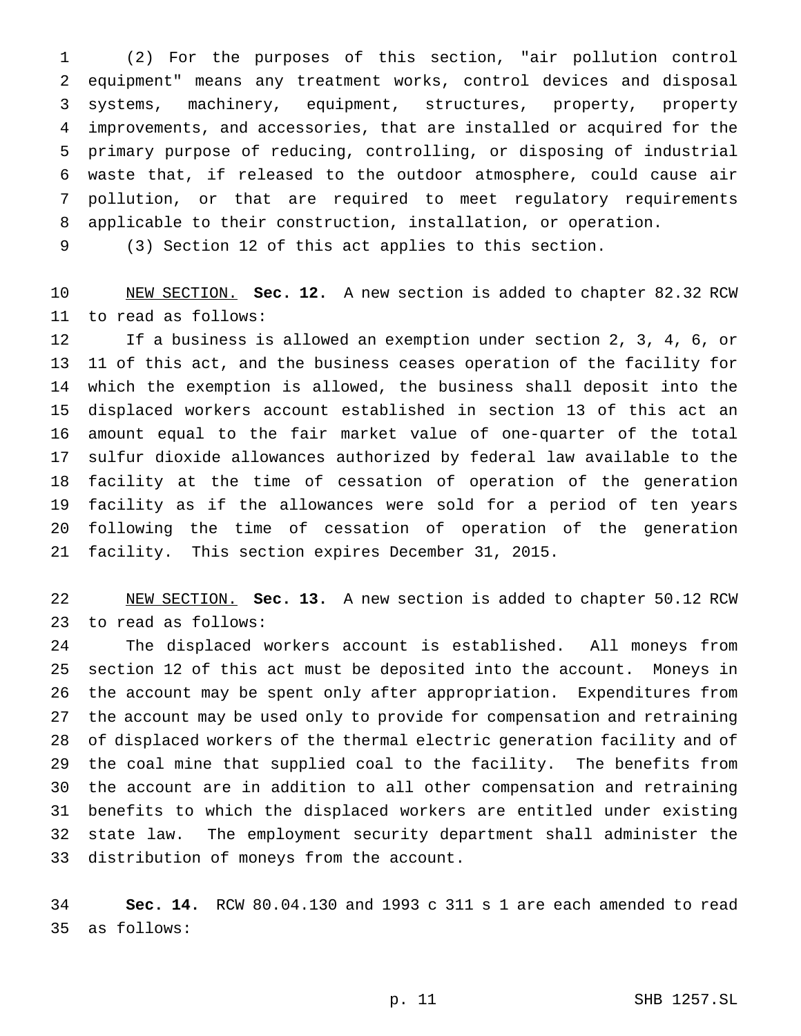(2) For the purposes of this section, "air pollution control equipment" means any treatment works, control devices and disposal systems, machinery, equipment, structures, property, property improvements, and accessories, that are installed or acquired for the primary purpose of reducing, controlling, or disposing of industrial waste that, if released to the outdoor atmosphere, could cause air pollution, or that are required to meet regulatory requirements applicable to their construction, installation, or operation.

(3) Section 12 of this act applies to this section.

NEW SECTION. **Sec. 12.** A new section is added to chapter 82.32 RCW to read as follows:

If a business is allowed an exemption under section 2, 3, 4, 6, or 11 of this act, and the business ceases operation of the facility for which the exemption is allowed, the business shall deposit into the displaced workers account established in section 13 of this act an amount equal to the fair market value of one-quarter of the total sulfur dioxide allowances authorized by federal law available to the facility at the time of cessation of operation of the generation facility as if the allowances were sold for a period of ten years following the time of cessation of operation of the generation facility. This section expires December 31, 2015.

NEW SECTION. **Sec. 13.** A new section is added to chapter 50.12 RCW to read as follows:

The displaced workers account is established. All moneys from section 12 of this act must be deposited into the account. Moneys in the account may be spent only after appropriation. Expenditures from the account may be used only to provide for compensation and retraining of displaced workers of the thermal electric generation facility and of the coal mine that supplied coal to the facility. The benefits from the account are in addition to all other compensation and retraining benefits to which the displaced workers are entitled under existing state law. The employment security department shall administer the distribution of moneys from the account.

**Sec. 14.** RCW 80.04.130 and 1993 c 311 s 1 are each amended to read as follows: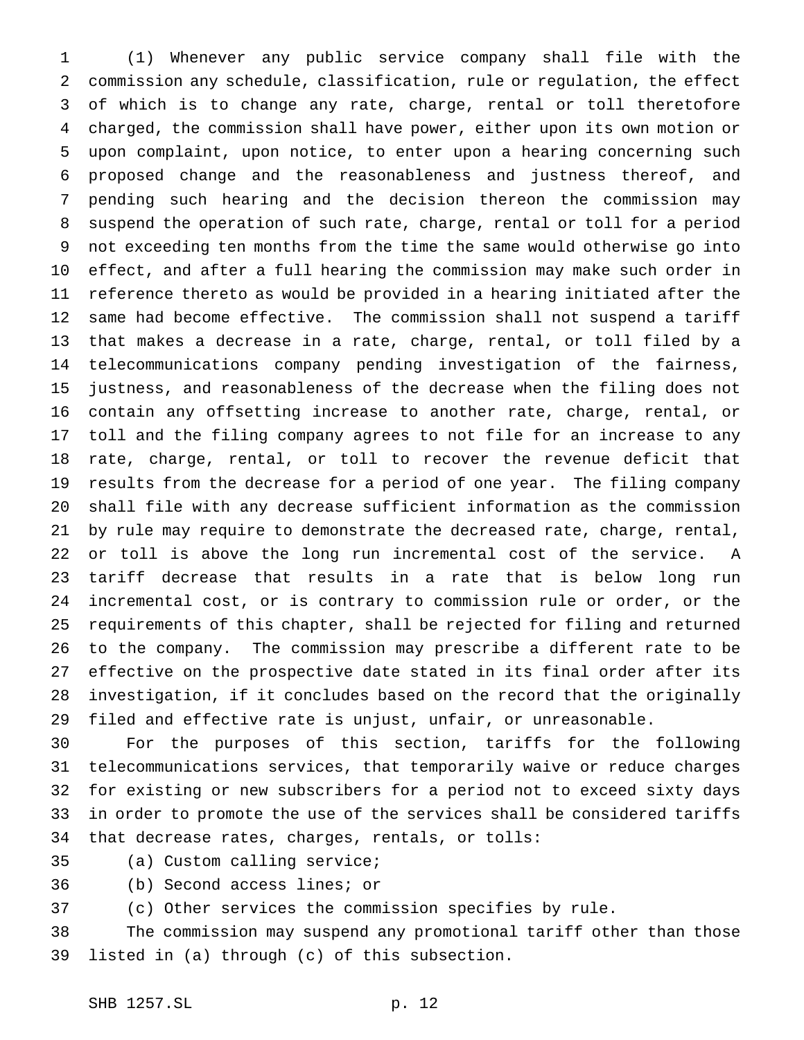(1) Whenever any public service company shall file with the commission any schedule, classification, rule or regulation, the effect of which is to change any rate, charge, rental or toll theretofore charged, the commission shall have power, either upon its own motion or upon complaint, upon notice, to enter upon a hearing concerning such proposed change and the reasonableness and justness thereof, and pending such hearing and the decision thereon the commission may suspend the operation of such rate, charge, rental or toll for a period not exceeding ten months from the time the same would otherwise go into effect, and after a full hearing the commission may make such order in reference thereto as would be provided in a hearing initiated after the same had become effective. The commission shall not suspend a tariff that makes a decrease in a rate, charge, rental, or toll filed by a telecommunications company pending investigation of the fairness, justness, and reasonableness of the decrease when the filing does not contain any offsetting increase to another rate, charge, rental, or toll and the filing company agrees to not file for an increase to any rate, charge, rental, or toll to recover the revenue deficit that results from the decrease for a period of one year. The filing company shall file with any decrease sufficient information as the commission by rule may require to demonstrate the decreased rate, charge, rental, or toll is above the long run incremental cost of the service. A tariff decrease that results in a rate that is below long run incremental cost, or is contrary to commission rule or order, or the requirements of this chapter, shall be rejected for filing and returned to the company. The commission may prescribe a different rate to be effective on the prospective date stated in its final order after its investigation, if it concludes based on the record that the originally filed and effective rate is unjust, unfair, or unreasonable.

For the purposes of this section, tariffs for the following telecommunications services, that temporarily waive or reduce charges for existing or new subscribers for a period not to exceed sixty days in order to promote the use of the services shall be considered tariffs that decrease rates, charges, rentals, or tolls:

(a) Custom calling service;

(b) Second access lines; or

(c) Other services the commission specifies by rule.

The commission may suspend any promotional tariff other than those listed in (a) through (c) of this subsection.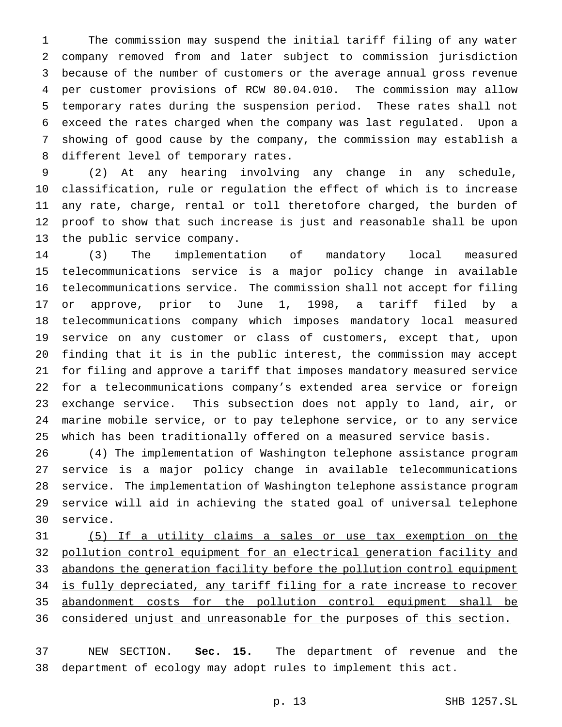The commission may suspend the initial tariff filing of any water company removed from and later subject to commission jurisdiction because of the number of customers or the average annual gross revenue per customer provisions of RCW 80.04.010. The commission may allow temporary rates during the suspension period. These rates shall not exceed the rates charged when the company was last regulated. Upon a showing of good cause by the company, the commission may establish a different level of temporary rates.

(2) At any hearing involving any change in any schedule, classification, rule or regulation the effect of which is to increase any rate, charge, rental or toll theretofore charged, the burden of proof to show that such increase is just and reasonable shall be upon the public service company.

(3) The implementation of mandatory local measured telecommunications service is a major policy change in available telecommunications service. The commission shall not accept for filing or approve, prior to June 1, 1998, a tariff filed by a telecommunications company which imposes mandatory local measured service on any customer or class of customers, except that, upon finding that it is in the public interest, the commission may accept for filing and approve a tariff that imposes mandatory measured service for a telecommunications company's extended area service or foreign exchange service. This subsection does not apply to land, air, or marine mobile service, or to pay telephone service, or to any service which has been traditionally offered on a measured service basis.

(4) The implementation of Washington telephone assistance program service is a major policy change in available telecommunications service. The implementation of Washington telephone assistance program service will aid in achieving the stated goal of universal telephone service.

<u>(5) If a utility claims a sales or use tax exemption on the pollution control equipment for an electrical generation facility and abandons the generation facility before the pollution control equipment is fully depreciated, any tariff filing for a rate increase to recover abandonment costs for the pollution control equipment shall be considered unjust and unreasonable for the purposes of this section.</u>

<u>NEW SECTION.</u> **Sec. 15.** The department of revenue and the department of ecology may adopt rules to implement this act.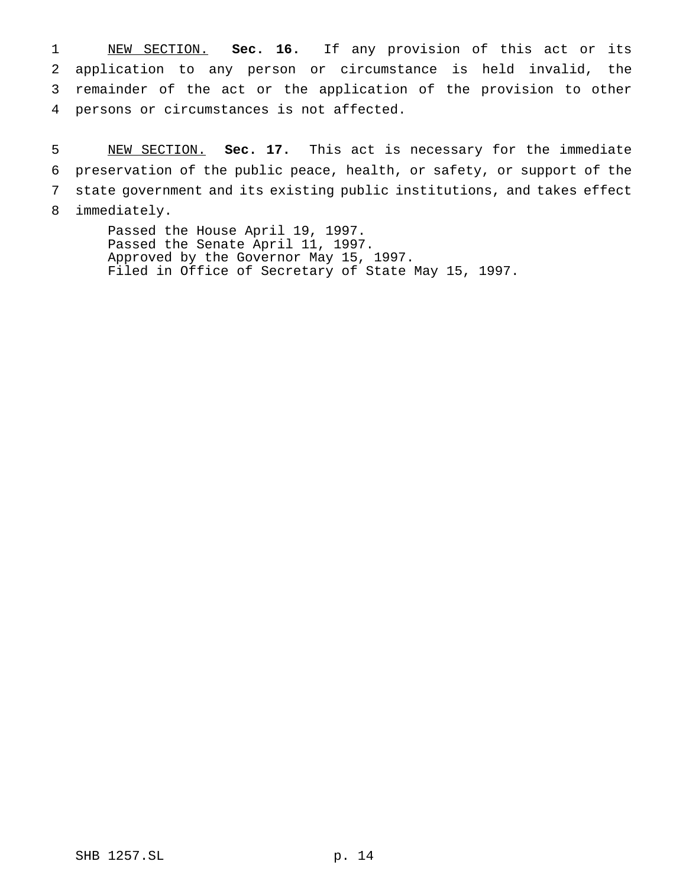<u>NEW SECTION.</u> **Sec. 16.** If any provision of this act or its application to any person or circumstance is held invalid, the remainder of the act or the application of the provision to other persons or circumstances is not affected.

<u>NEW SECTION.</u> **Sec. 17.** This act is necessary for the immediate preservation of the public peace, health, or safety, or support of the state government and its existing public institutions, and takes effect immediately.

Passed the House April 19, 1997.
Passed the Senate April 11, 1997.
Approved by the Governor May 15, 1997.
Filed in Office of Secretary of State May 15, 1997.